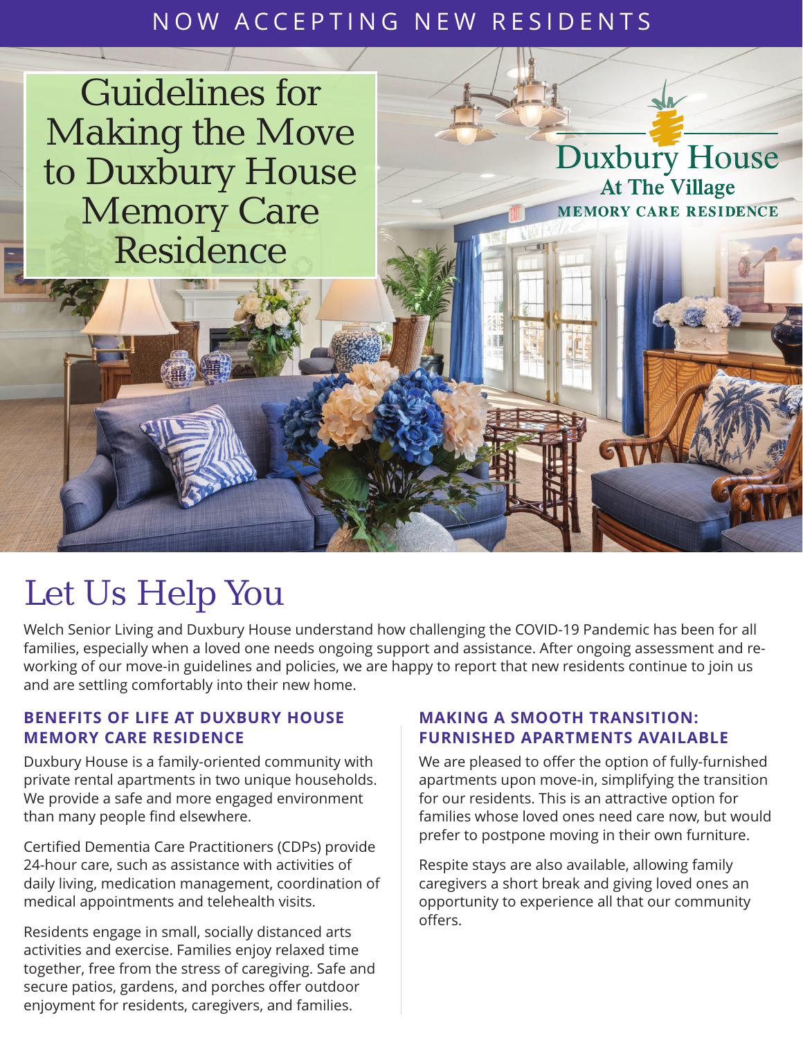NOW ACCEPTING NEW RESIDENTS

# Guidelines for Making the Move to Duxbury House Memory Care Residence

Duxbury House
At The Village
MEMORY CARE RESIDENCE

## Let Us Help You

Welch Senior Living and Duxbury House understand how challenging the COVID-19 Pandemic has been for all families, especially when a loved one needs ongoing support and assistance. After ongoing assessment and re-working of our move-in guidelines and policies, we are happy to report that new residents continue to join us and are settling comfortably into their new home.

### BENEFITS OF LIFE AT DUXBURY HOUSE MEMORY CARE RESIDENCE

Duxbury House is a family-oriented community with private rental apartments in two unique households. We provide a safe and more engaged environment than many people find elsewhere.

Certified Dementia Care Practitioners (CDPs) provide 24-hour care, such as assistance with activities of daily living, medication management, coordination of medical appointments and telehealth visits.

Residents engage in small, socially distanced arts activities and exercise. Families enjoy relaxed time together, free from the stress of caregiving. Safe and secure patios, gardens, and porches offer outdoor enjoyment for residents, caregivers, and families.

### MAKING A SMOOTH TRANSITION: FURNISHED APARTMENTS AVAILABLE

We are pleased to offer the option of fully-furnished apartments upon move-in, simplifying the transition for our residents. This is an attractive option for families whose loved ones need care now, but would prefer to postpone moving in their own furniture.

Respite stays are also available, allowing family caregivers a short break and giving loved ones an opportunity to experience all that our community offers.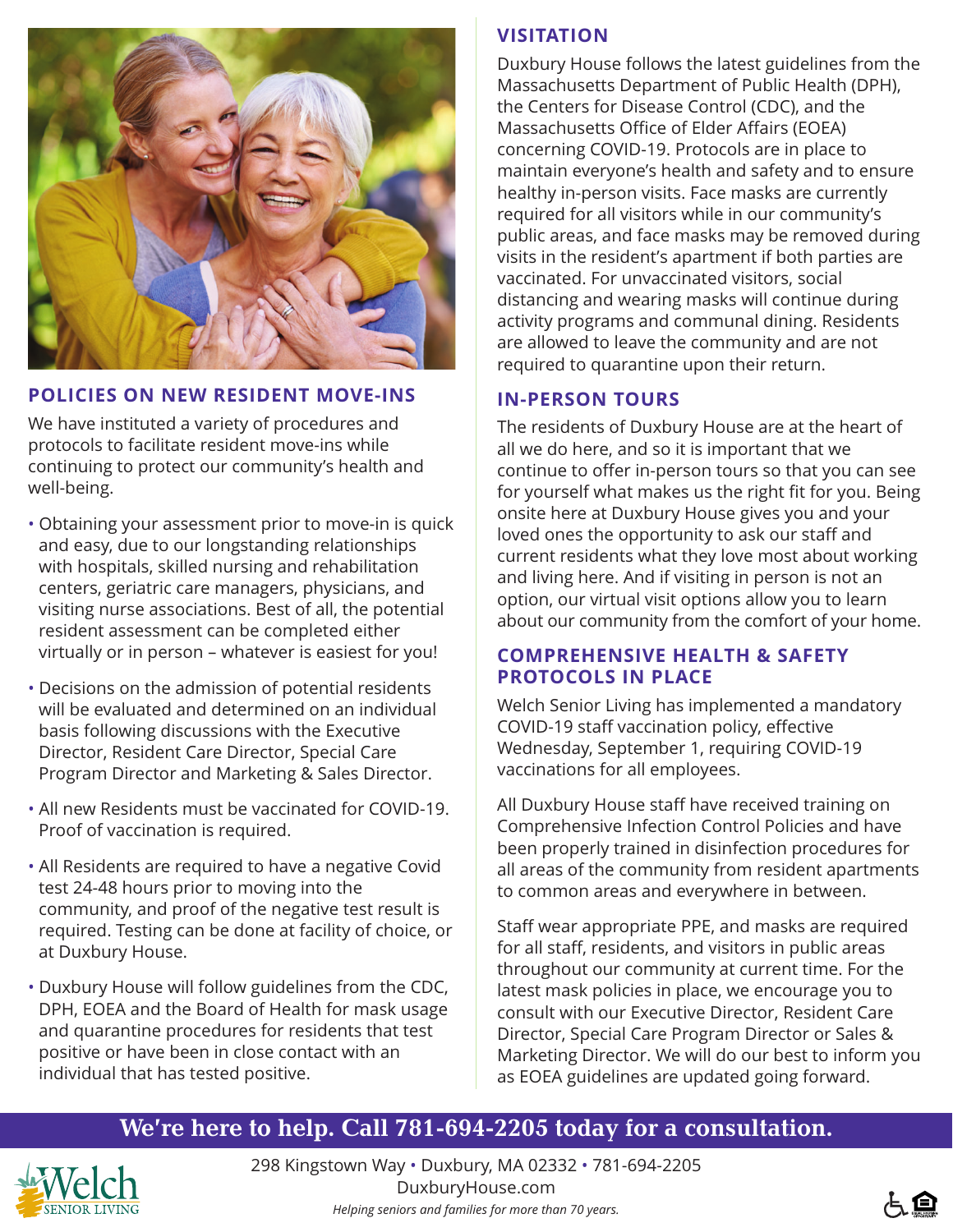## POLICIES ON NEW RESIDENT MOVE-INS

We have instituted a variety of procedures and protocols to facilitate resident move-ins while continuing to protect our community's health and well-being.

- Obtaining your assessment prior to move-in is quick and easy, due to our longstanding relationships with hospitals, skilled nursing and rehabilitation centers, geriatric care managers, physicians, and visiting nurse associations. Best of all, the potential resident assessment can be completed either virtually or in person – whatever is easiest for you!
- Decisions on the admission of potential residents will be evaluated and determined on an individual basis following discussions with the Executive Director, Resident Care Director, Special Care Program Director and Marketing & Sales Director.
- All new Residents must be vaccinated for COVID-19. Proof of vaccination is required.
- All Residents are required to have a negative Covid test 24-48 hours prior to moving into the community, and proof of the negative test result is required. Testing can be done at facility of choice, or at Duxbury House.
- Duxbury House will follow guidelines from the CDC, DPH, EOEA and the Board of Health for mask usage and quarantine procedures for residents that test positive or have been in close contact with an individual that has tested positive.

## VISITATION

Duxbury House follows the latest guidelines from the Massachusetts Department of Public Health (DPH), the Centers for Disease Control (CDC), and the Massachusetts Office of Elder Affairs (EOEA) concerning COVID-19. Protocols are in place to maintain everyone's health and safety and to ensure healthy in-person visits. Face masks are currently required for all visitors while in our community's public areas, and face masks may be removed during visits in the resident's apartment if both parties are vaccinated. For unvaccinated visitors, social distancing and wearing masks will continue during activity programs and communal dining. Residents are allowed to leave the community and are not required to quarantine upon their return.

## IN-PERSON TOURS

The residents of Duxbury House are at the heart of all we do here, and so it is important that we continue to offer in-person tours so that you can see for yourself what makes us the right fit for you. Being onsite here at Duxbury House gives you and your loved ones the opportunity to ask our staff and current residents what they love most about working and living here. And if visiting in person is not an option, our virtual visit options allow you to learn about our community from the comfort of your home.

## COMPREHENSIVE HEALTH & SAFETY PROTOCOLS IN PLACE

Welch Senior Living has implemented a mandatory COVID-19 staff vaccination policy, effective Wednesday, September 1, requiring COVID-19 vaccinations for all employees.

All Duxbury House staff have received training on Comprehensive Infection Control Policies and have been properly trained in disinfection procedures for all areas of the community from resident apartments to common areas and everywhere in between.

Staff wear appropriate PPE, and masks are required for all staff, residents, and visitors in public areas throughout our community at current time. For the latest mask policies in place, we encourage you to consult with our Executive Director, Resident Care Director, Special Care Program Director or Sales & Marketing Director. We will do our best to inform you as EOEA guidelines are updated going forward.

**We're here to help. Call 781-694-2205 today for a consultation.**

Welch SENIOR LIVING

298 Kingstown Way • Duxbury, MA 02332 • 781-694-2205
DuxburyHouse.com
*Helping seniors and families for more than 70 years.*